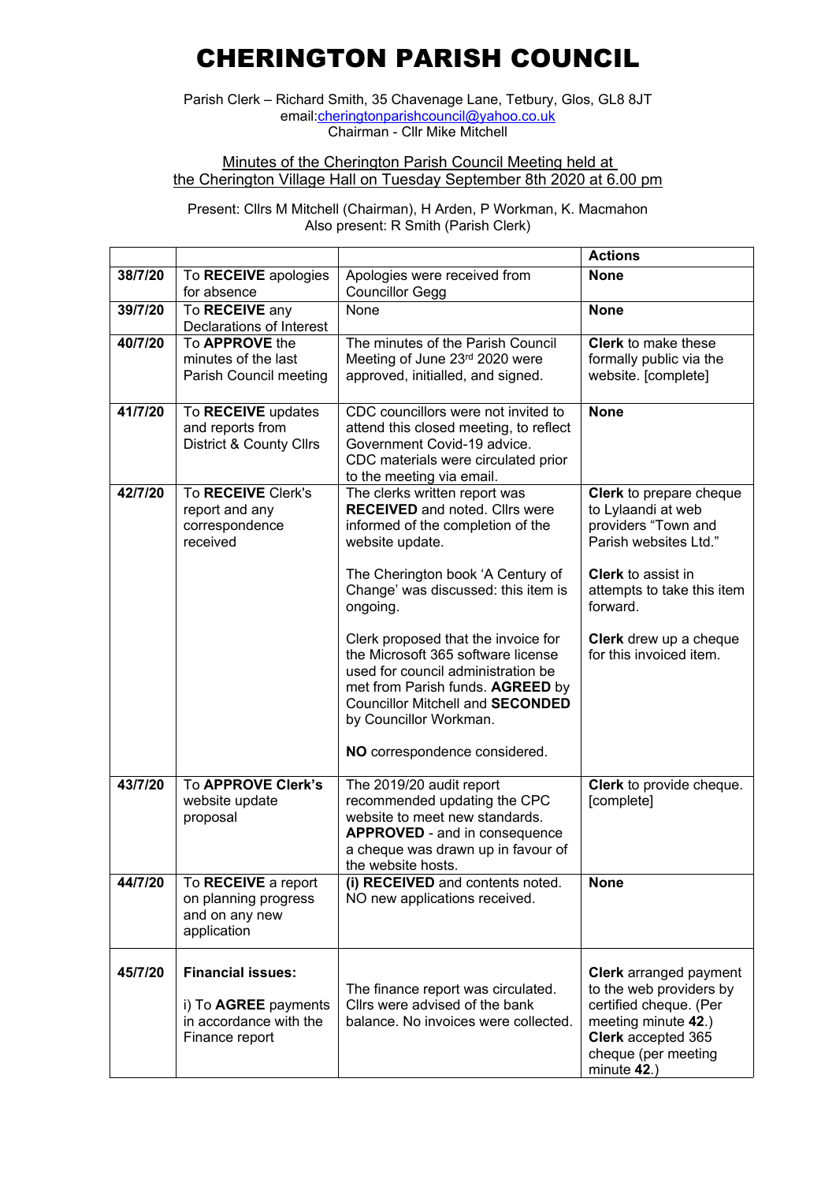# CHERINGTON PARISH COUNCIL

Parish Clerk – Richard Smith, 35 Chavenage Lane, Tetbury, Glos, GL8 8JT
email:cheringtonparishcouncil@yahoo.co.uk
Chairman - Cllr Mike Mitchell

Minutes of the Cherington Parish Council Meeting held at the Cherington Village Hall on Tuesday September 8th 2020 at 6.00 pm

Present: Cllrs M Mitchell (Chairman), H Arden, P Workman, K. Macmahon
Also present: R Smith (Parish Clerk)

| | | | **Actions** |
|---|---|---|---|
| **38/7/20** | To **RECEIVE** apologies for absence | Apologies were received from Councillor Gegg | **None** |
| **39/7/20** | To **RECEIVE** any Declarations of Interest | None | **None** |
| **40/7/20** | To **APPROVE** the minutes of the last Parish Council meeting | The minutes of the Parish Council Meeting of June 23rd 2020 were approved, initialled, and signed. | **Clerk** to make these formally public via the website. [complete] |
| **41/7/20** | To **RECEIVE** updates and reports from District & County Cllrs | CDC councillors were not invited to attend this closed meeting, to reflect Government Covid-19 advice. CDC materials were circulated prior to the meeting via email. | **None** |
| **42/7/20** | To **RECEIVE** Clerk's report and any correspondence received | The clerks written report was **RECEIVED** and noted. Cllrs were informed of the completion of the website update.<br><br>The Cherington book 'A Century of Change' was discussed: this item is ongoing.<br><br>Clerk proposed that the invoice for the Microsoft 365 software license used for council administration be met from Parish funds. **AGREED** by Councillor Mitchell and **SECONDED** by Councillor Workman.<br><br>**NO** correspondence considered. | **Clerk** to prepare cheque to Lylaandi at web providers "Town and Parish websites Ltd."<br><br>**Clerk** to assist in attempts to take this item forward.<br><br>**Clerk** drew up a cheque for this invoiced item. |
| **43/7/20** | To **APPROVE Clerk's** website update proposal | The 2019/20 audit report recommended updating the CPC website to meet new standards. **APPROVED** - and in consequence a cheque was drawn up in favour of the website hosts. | **Clerk** to provide cheque. [complete] |
| **44/7/20** | To **RECEIVE** a report on planning progress and on any new application | **(i) RECEIVED** and contents noted. NO new applications received. | **None** |
| **45/7/20** | **Financial issues:**<br><br>i) To **AGREE** payments in accordance with the Finance report | The finance report was circulated. Cllrs were advised of the bank balance. No invoices were collected. | **Clerk** arranged payment to the web providers by certified cheque. (Per meeting minute **42**.)<br>**Clerk** accepted 365 cheque (per meeting minute **42**.) |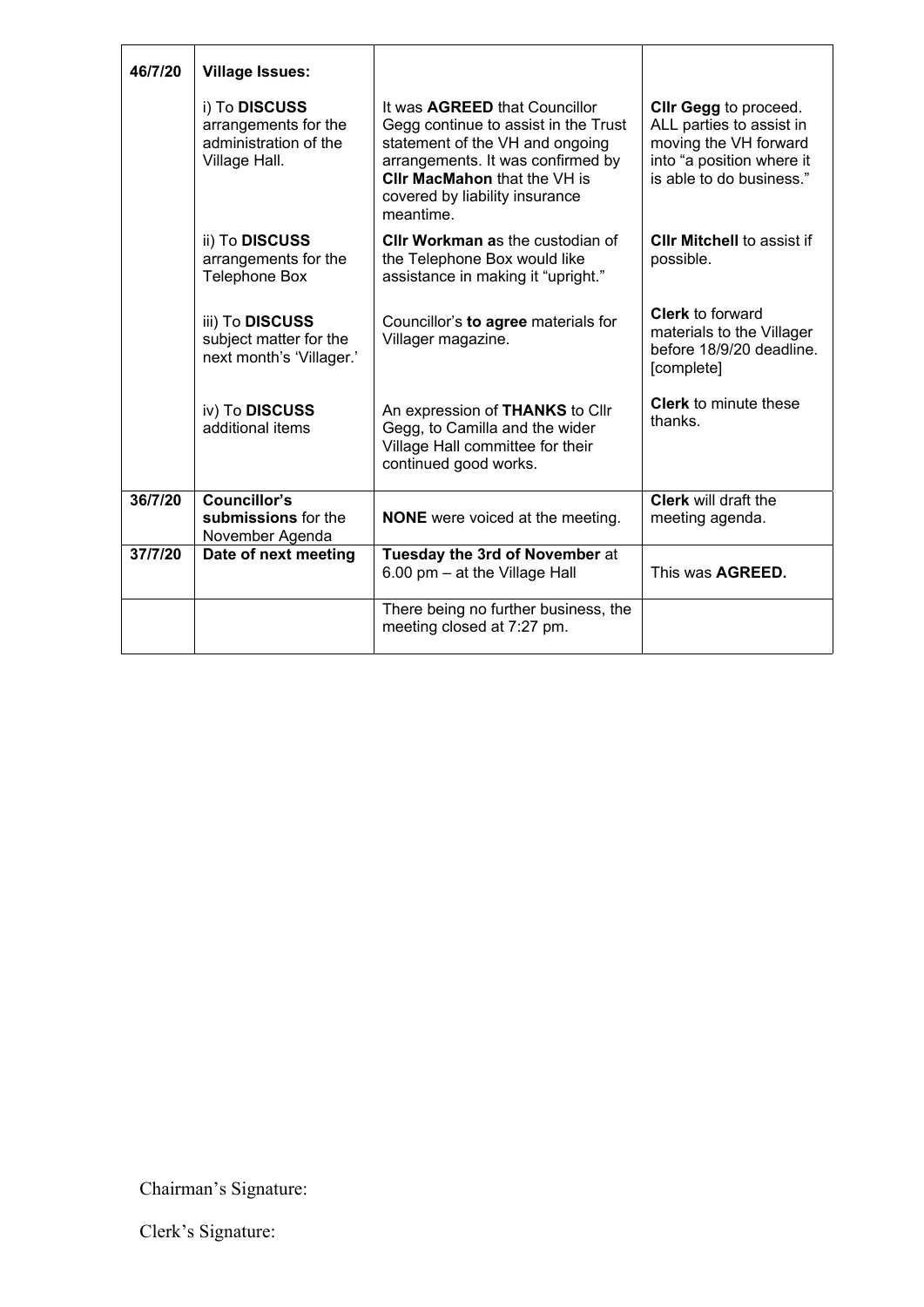| | | | |
|---|---|---|---|
| **46/7/20** | **Village Issues:** | | |
| | i) To **DISCUSS** arrangements for the administration of the Village Hall. | It was **AGREED** that Councillor Gegg continue to assist in the Trust statement of the VH and ongoing arrangements. It was confirmed by **Cllr MacMahon** that the VH is covered by liability insurance meantime. | **Cllr Gegg** to proceed. ALL parties to assist in moving the VH forward into "a position where it is able to do business." |
| | ii) To **DISCUSS** arrangements for the Telephone Box | **Cllr Workman a**s the custodian of the Telephone Box would like assistance in making it "upright." | **Cllr Mitchell** to assist if possible. |
| | iii) To **DISCUSS** subject matter for the next month's 'Villager.' | Councillor's **to agree** materials for Villager magazine. | **Clerk** to forward materials to the Villager before 18/9/20 deadline. [complete] |
| | iv) To **DISCUSS** additional items | An expression of **THANKS** to Cllr Gegg, to Camilla and the wider Village Hall committee for their continued good works. | **Clerk** to minute these thanks. |
| **36/7/20** | **Councillor's submissions** for the November Agenda | **NONE** were voiced at the meeting. | **Clerk** will draft the meeting agenda. |
| **37/7/20** | **Date of next meeting** | **Tuesday the 3rd of November** at 6.00 pm – at the Village Hall | This was **AGREED.** |
| | | There being no further business, the meeting closed at 7:27 pm. | |

Chairman's Signature:

Clerk's Signature: